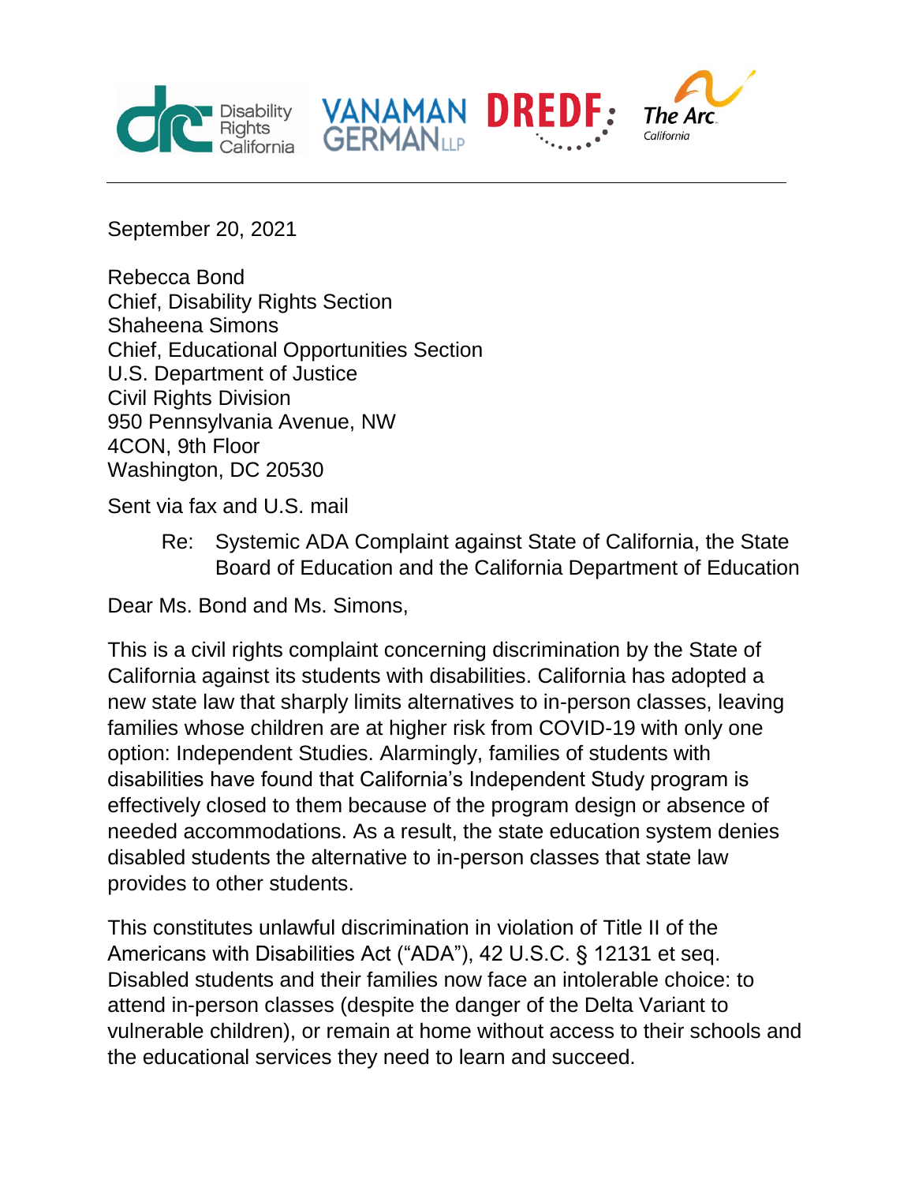Disability Rights California | VANAMAN GERMAN LLP | DREDF | The Arc California

---

September 20, 2021

Rebecca Bond
Chief, Disability Rights Section
Shaheena Simons
Chief, Educational Opportunities Section
U.S. Department of Justice
Civil Rights Division
950 Pennsylvania Avenue, NW
4CON, 9th Floor
Washington, DC 20530

Sent via fax and U.S. mail

Re: Systemic ADA Complaint against State of California, the State Board of Education and the California Department of Education

Dear Ms. Bond and Ms. Simons,

This is a civil rights complaint concerning discrimination by the State of California against its students with disabilities. California has adopted a new state law that sharply limits alternatives to in-person classes, leaving families whose children are at higher risk from COVID-19 with only one option: Independent Studies. Alarmingly, families of students with disabilities have found that California's Independent Study program is effectively closed to them because of the program design or absence of needed accommodations. As a result, the state education system denies disabled students the alternative to in-person classes that state law provides to other students.

This constitutes unlawful discrimination in violation of Title II of the Americans with Disabilities Act ("ADA"), 42 U.S.C. § 12131 et seq. Disabled students and their families now face an intolerable choice: to attend in-person classes (despite the danger of the Delta Variant to vulnerable children), or remain at home without access to their schools and the educational services they need to learn and succeed.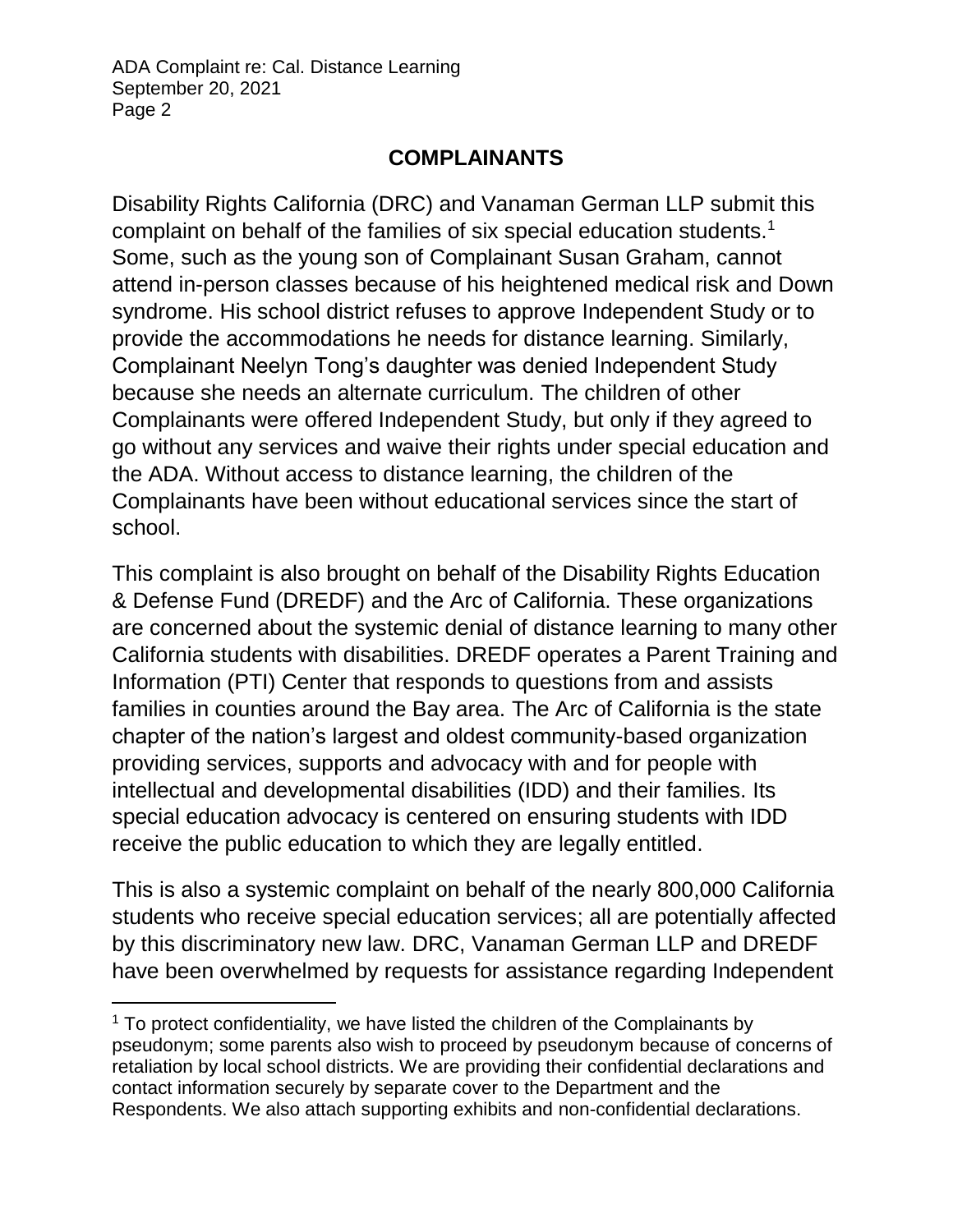## COMPLAINANTS

Disability Rights California (DRC) and Vanaman German LLP submit this complaint on behalf of the families of six special education students.[1] Some, such as the young son of Complainant Susan Graham, cannot attend in-person classes because of his heightened medical risk and Down syndrome. His school district refuses to approve Independent Study or to provide the accommodations he needs for distance learning. Similarly, Complainant Neelyn Tong's daughter was denied Independent Study because she needs an alternate curriculum. The children of other Complainants were offered Independent Study, but only if they agreed to go without any services and waive their rights under special education and the ADA. Without access to distance learning, the children of the Complainants have been without educational services since the start of school.

This complaint is also brought on behalf of the Disability Rights Education & Defense Fund (DREDF) and the Arc of California. These organizations are concerned about the systemic denial of distance learning to many other California students with disabilities. DREDF operates a Parent Training and Information (PTI) Center that responds to questions from and assists families in counties around the Bay area. The Arc of California is the state chapter of the nation's largest and oldest community-based organization providing services, supports and advocacy with and for people with intellectual and developmental disabilities (IDD) and their families. Its special education advocacy is centered on ensuring students with IDD receive the public education to which they are legally entitled.

This is also a systemic complaint on behalf of the nearly 800,000 California students who receive special education services; all are potentially affected by this discriminatory new law. DRC, Vanaman German LLP and DREDF have been overwhelmed by requests for assistance regarding Independent

[1] To protect confidentiality, we have listed the children of the Complainants by pseudonym; some parents also wish to proceed by pseudonym because of concerns of retaliation by local school districts. We are providing their confidential declarations and contact information securely by separate cover to the Department and the Respondents. We also attach supporting exhibits and non-confidential declarations.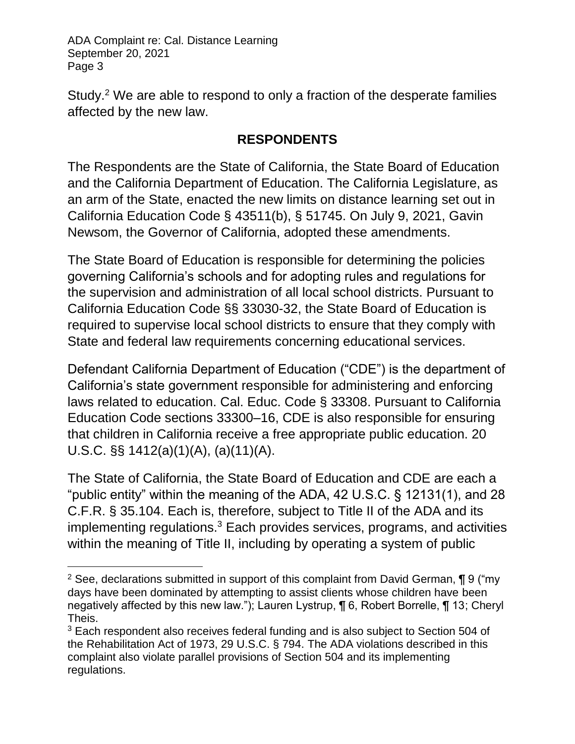Study.[2] We are able to respond to only a fraction of the desperate families affected by the new law.

## RESPONDENTS

The Respondents are the State of California, the State Board of Education and the California Department of Education. The California Legislature, as an arm of the State, enacted the new limits on distance learning set out in California Education Code § 43511(b), § 51745. On July 9, 2021, Gavin Newsom, the Governor of California, adopted these amendments.

The State Board of Education is responsible for determining the policies governing California's schools and for adopting rules and regulations for the supervision and administration of all local school districts. Pursuant to California Education Code §§ 33030-32, the State Board of Education is required to supervise local school districts to ensure that they comply with State and federal law requirements concerning educational services.

Defendant California Department of Education ("CDE") is the department of California's state government responsible for administering and enforcing laws related to education. Cal. Educ. Code § 33308. Pursuant to California Education Code sections 33300–16, CDE is also responsible for ensuring that children in California receive a free appropriate public education. 20 U.S.C. §§ 1412(a)(1)(A), (a)(11)(A).

The State of California, the State Board of Education and CDE are each a "public entity" within the meaning of the ADA, 42 U.S.C. § 12131(1), and 28 C.F.R. § 35.104. Each is, therefore, subject to Title II of the ADA and its implementing regulations.[3] Each provides services, programs, and activities within the meaning of Title II, including by operating a system of public

---

[2] See, declarations submitted in support of this complaint from David German, ¶ 9 ("my days have been dominated by attempting to assist clients whose children have been negatively affected by this new law."); Lauren Lystrup, ¶ 6, Robert Borrelle, ¶ 13; Cheryl Theis.

[3] Each respondent also receives federal funding and is also subject to Section 504 of the Rehabilitation Act of 1973, 29 U.S.C. § 794. The ADA violations described in this complaint also violate parallel provisions of Section 504 and its implementing regulations.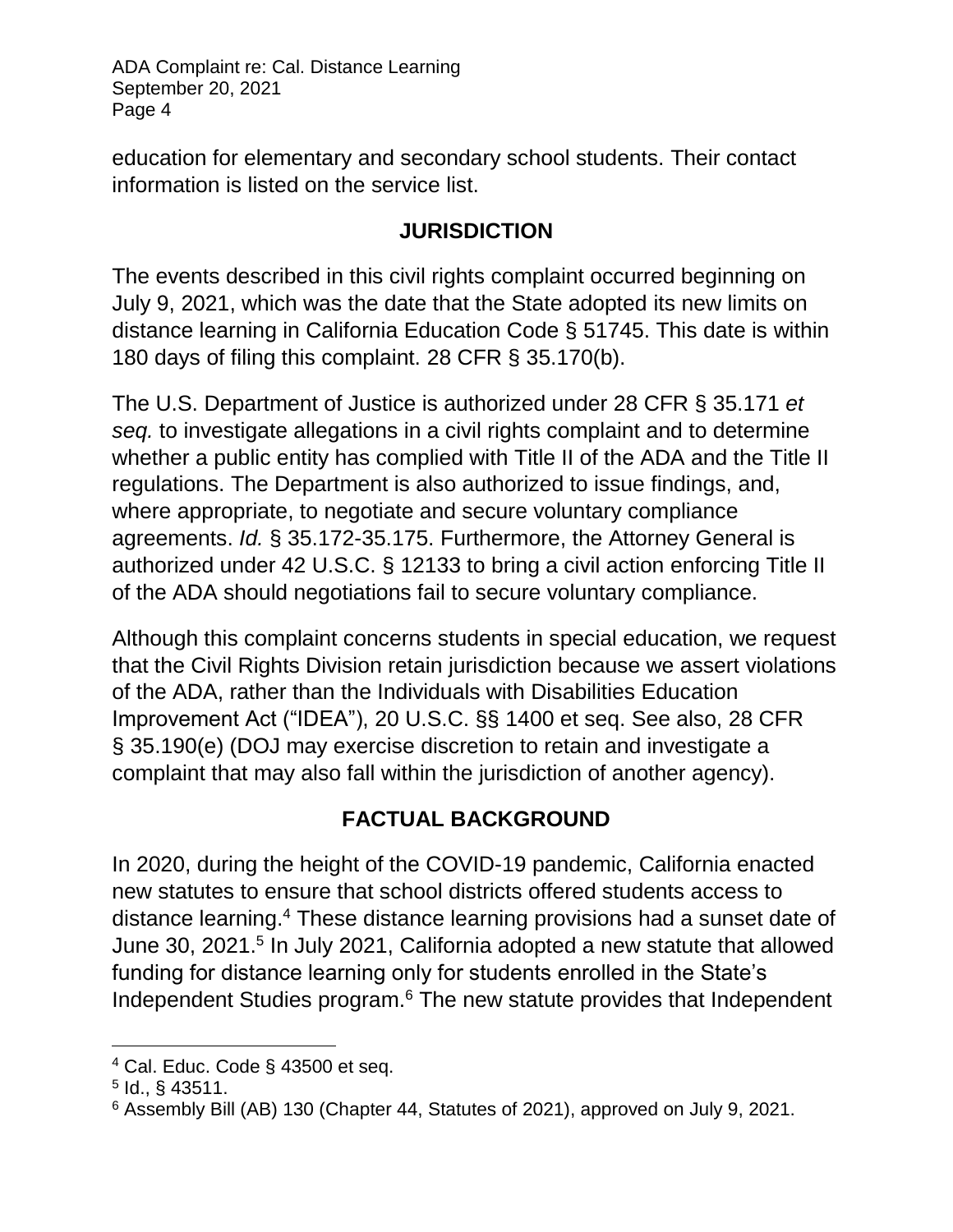education for elementary and secondary school students. Their contact information is listed on the service list.

## JURISDICTION

The events described in this civil rights complaint occurred beginning on July 9, 2021, which was the date that the State adopted its new limits on distance learning in California Education Code § 51745. This date is within 180 days of filing this complaint. 28 CFR § 35.170(b).

The U.S. Department of Justice is authorized under 28 CFR § 35.171 *et seq.* to investigate allegations in a civil rights complaint and to determine whether a public entity has complied with Title II of the ADA and the Title II regulations. The Department is also authorized to issue findings, and, where appropriate, to negotiate and secure voluntary compliance agreements. *Id.* § 35.172-35.175. Furthermore, the Attorney General is authorized under 42 U.S.C. § 12133 to bring a civil action enforcing Title II of the ADA should negotiations fail to secure voluntary compliance.

Although this complaint concerns students in special education, we request that the Civil Rights Division retain jurisdiction because we assert violations of the ADA, rather than the Individuals with Disabilities Education Improvement Act ("IDEA"), 20 U.S.C. §§ 1400 et seq. See also, 28 CFR § 35.190(e) (DOJ may exercise discretion to retain and investigate a complaint that may also fall within the jurisdiction of another agency).

## FACTUAL BACKGROUND

In 2020, during the height of the COVID-19 pandemic, California enacted new statutes to ensure that school districts offered students access to distance learning.[4] These distance learning provisions had a sunset date of June 30, 2021.[5] In July 2021, California adopted a new statute that allowed funding for distance learning only for students enrolled in the State's Independent Studies program.[6] The new statute provides that Independent

[4] Cal. Educ. Code § 43500 et seq.

[5] Id., § 43511.

[6] Assembly Bill (AB) 130 (Chapter 44, Statutes of 2021), approved on July 9, 2021.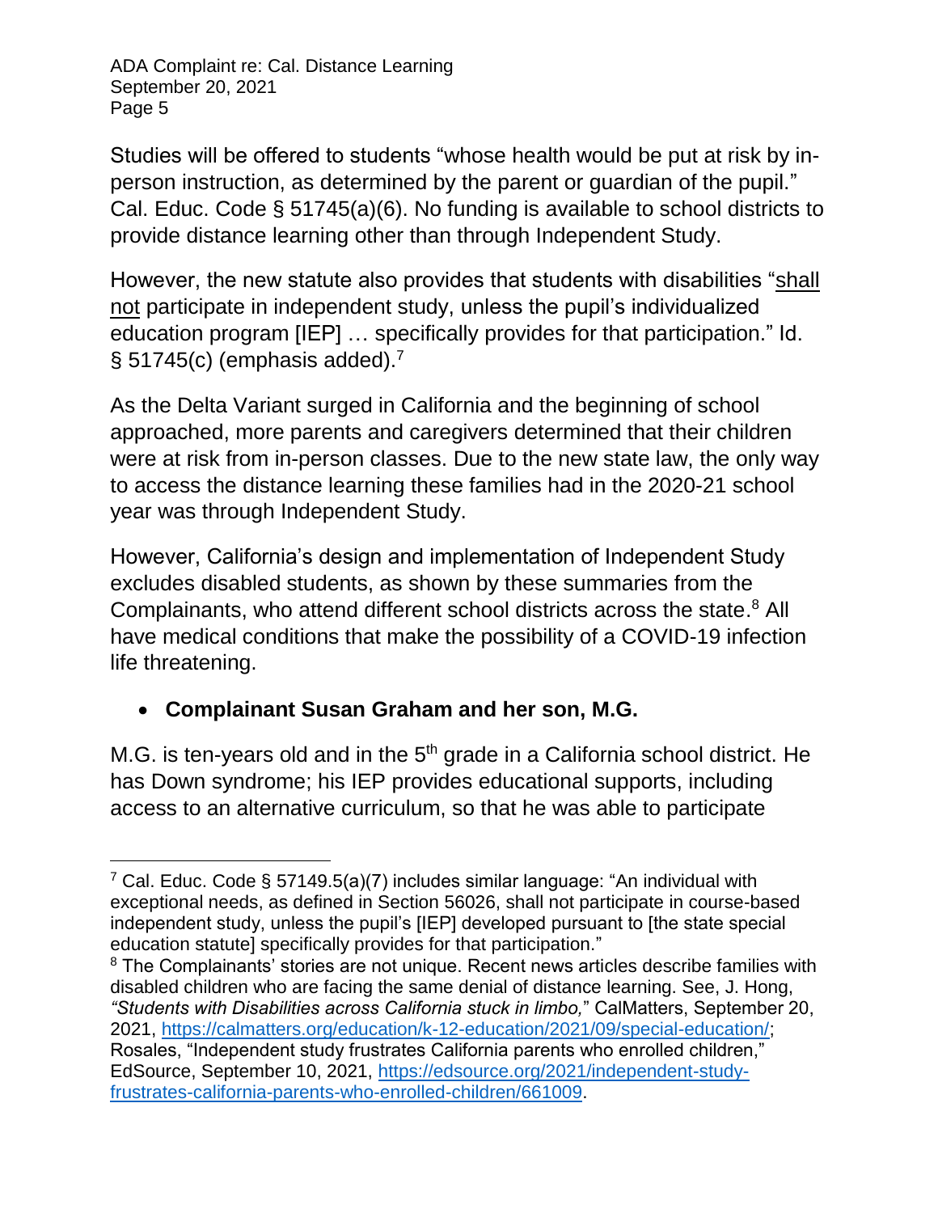Studies will be offered to students "whose health would be put at risk by in-person instruction, as determined by the parent or guardian of the pupil." Cal. Educ. Code § 51745(a)(6). No funding is available to school districts to provide distance learning other than through Independent Study.

However, the new statute also provides that students with disabilities "<u>shall not</u> participate in independent study, unless the pupil's individualized education program [IEP] … specifically provides for that participation." Id. § 51745(c) (emphasis added).[7]

As the Delta Variant surged in California and the beginning of school approached, more parents and caregivers determined that their children were at risk from in-person classes. Due to the new state law, the only way to access the distance learning these families had in the 2020-21 school year was through Independent Study.

However, California's design and implementation of Independent Study excludes disabled students, as shown by these summaries from the Complainants, who attend different school districts across the state.[8] All have medical conditions that make the possibility of a COVID-19 infection life threatening.

- **Complainant Susan Graham and her son, M.G.**

M.G. is ten-years old and in the 5th grade in a California school district. He has Down syndrome; his IEP provides educational supports, including access to an alternative curriculum, so that he was able to participate

---

[7] Cal. Educ. Code § 57149.5(a)(7) includes similar language: "An individual with exceptional needs, as defined in Section 56026, shall not participate in course-based independent study, unless the pupil's [IEP] developed pursuant to [the state special education statute] specifically provides for that participation."

[8] The Complainants' stories are not unique. Recent news articles describe families with disabled children who are facing the same denial of distance learning. See, J. Hong, *"Students with Disabilities across California stuck in limbo,"* CalMatters, September 20, 2021, https://calmatters.org/education/k-12-education/2021/09/special-education/; Rosales, "Independent study frustrates California parents who enrolled children," EdSource, September 10, 2021, https://edsource.org/2021/independent-study-frustrates-california-parents-who-enrolled-children/661009.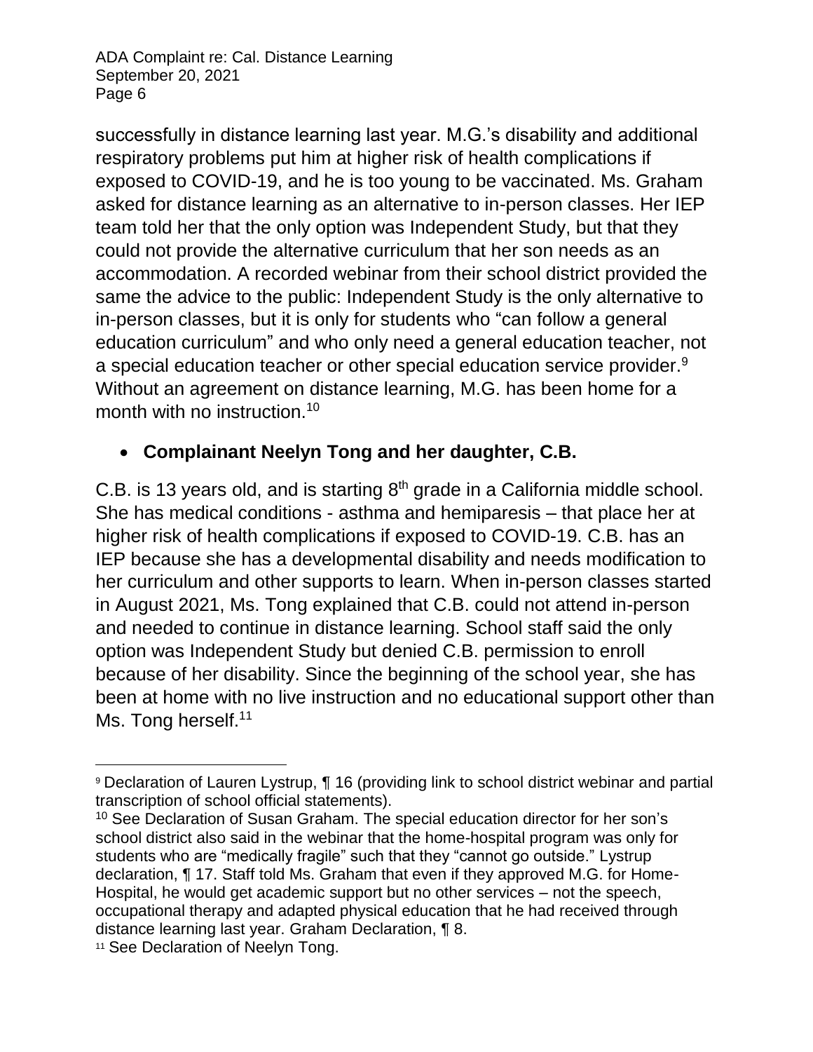successfully in distance learning last year. M.G.'s disability and additional respiratory problems put him at higher risk of health complications if exposed to COVID-19, and he is too young to be vaccinated. Ms. Graham asked for distance learning as an alternative to in-person classes. Her IEP team told her that the only option was Independent Study, but that they could not provide the alternative curriculum that her son needs as an accommodation. A recorded webinar from their school district provided the same the advice to the public: Independent Study is the only alternative to in-person classes, but it is only for students who "can follow a general education curriculum" and who only need a general education teacher, not a special education teacher or other special education service provider.[9] Without an agreement on distance learning, M.G. has been home for a month with no instruction.[10]

- **Complainant Neelyn Tong and her daughter, C.B.**

C.B. is 13 years old, and is starting 8th grade in a California middle school. She has medical conditions - asthma and hemiparesis – that place her at higher risk of health complications if exposed to COVID-19. C.B. has an IEP because she has a developmental disability and needs modification to her curriculum and other supports to learn. When in-person classes started in August 2021, Ms. Tong explained that C.B. could not attend in-person and needed to continue in distance learning. School staff said the only option was Independent Study but denied C.B. permission to enroll because of her disability. Since the beginning of the school year, she has been at home with no live instruction and no educational support other than Ms. Tong herself.[11]

---

[9] Declaration of Lauren Lystrup, ¶ 16 (providing link to school district webinar and partial transcription of school official statements).

[10] See Declaration of Susan Graham. The special education director for her son's school district also said in the webinar that the home-hospital program was only for students who are "medically fragile" such that they "cannot go outside." Lystrup declaration, ¶ 17. Staff told Ms. Graham that even if they approved M.G. for Home-Hospital, he would get academic support but no other services – not the speech, occupational therapy and adapted physical education that he had received through distance learning last year. Graham Declaration, ¶ 8.

[11] See Declaration of Neelyn Tong.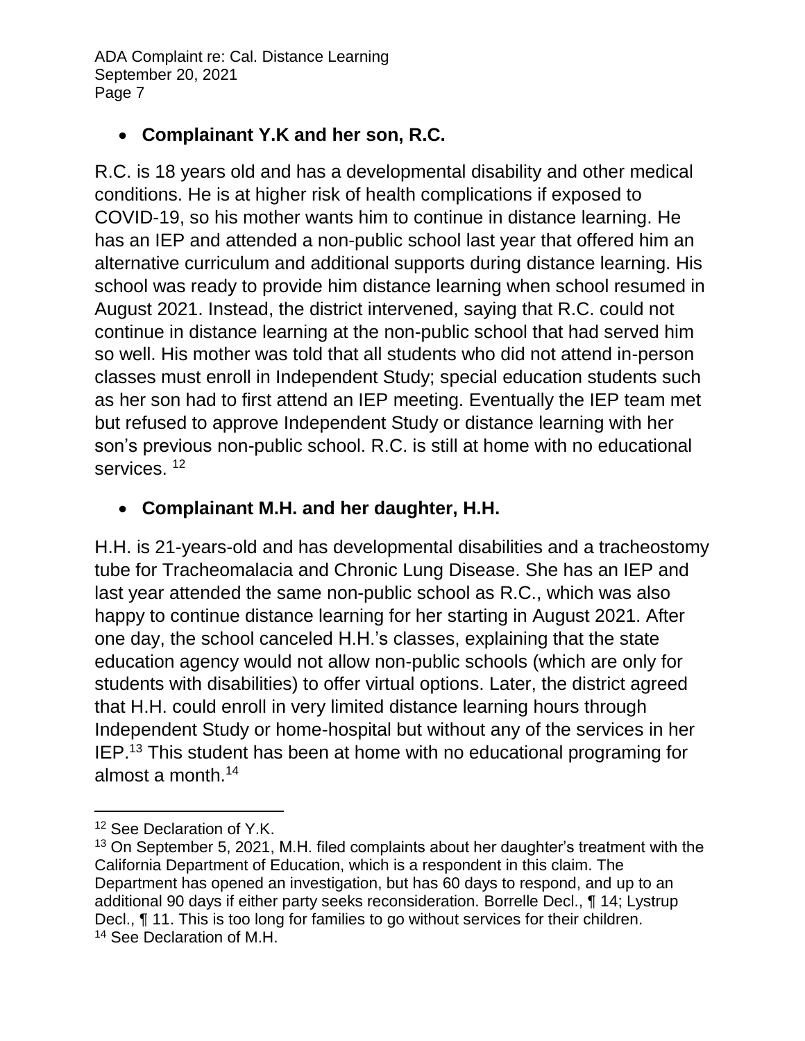- **Complainant Y.K and her son, R.C.**

R.C. is 18 years old and has a developmental disability and other medical conditions. He is at higher risk of health complications if exposed to COVID-19, so his mother wants him to continue in distance learning. He has an IEP and attended a non-public school last year that offered him an alternative curriculum and additional supports during distance learning. His school was ready to provide him distance learning when school resumed in August 2021. Instead, the district intervened, saying that R.C. could not continue in distance learning at the non-public school that had served him so well. His mother was told that all students who did not attend in-person classes must enroll in Independent Study; special education students such as her son had to first attend an IEP meeting. Eventually the IEP team met but refused to approve Independent Study or distance learning with her son's previous non-public school. R.C. is still at home with no educational services. [12]

- **Complainant M.H. and her daughter, H.H.**

H.H. is 21-years-old and has developmental disabilities and a tracheostomy tube for Tracheomalacia and Chronic Lung Disease. She has an IEP and last year attended the same non-public school as R.C., which was also happy to continue distance learning for her starting in August 2021. After one day, the school canceled H.H.'s classes, explaining that the state education agency would not allow non-public schools (which are only for students with disabilities) to offer virtual options. Later, the district agreed that H.H. could enroll in very limited distance learning hours through Independent Study or home-hospital but without any of the services in her IEP.[13] This student has been at home with no educational programing for almost a month.[14]

---

[12] See Declaration of Y.K.

[13] On September 5, 2021, M.H. filed complaints about her daughter's treatment with the California Department of Education, which is a respondent in this claim. The Department has opened an investigation, but has 60 days to respond, and up to an additional 90 days if either party seeks reconsideration. Borrelle Decl., ¶ 14; Lystrup Decl., ¶ 11. This is too long for families to go without services for their children.

[14] See Declaration of M.H.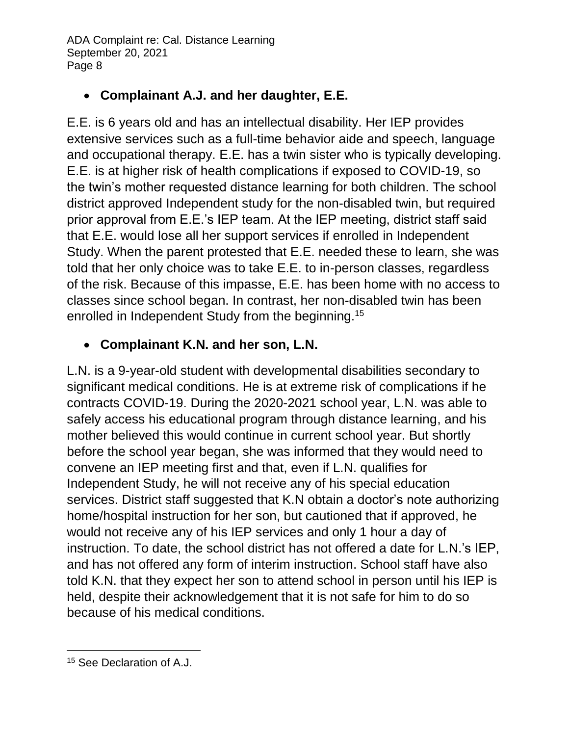- **Complainant A.J. and her daughter, E.E.**

E.E. is 6 years old and has an intellectual disability. Her IEP provides extensive services such as a full-time behavior aide and speech, language and occupational therapy. E.E. has a twin sister who is typically developing. E.E. is at higher risk of health complications if exposed to COVID-19, so the twin's mother requested distance learning for both children. The school district approved Independent study for the non-disabled twin, but required prior approval from E.E.'s IEP team. At the IEP meeting, district staff said that E.E. would lose all her support services if enrolled in Independent Study. When the parent protested that E.E. needed these to learn, she was told that her only choice was to take E.E. to in-person classes, regardless of the risk. Because of this impasse, E.E. has been home with no access to classes since school began. In contrast, her non-disabled twin has been enrolled in Independent Study from the beginning.[15]

- **Complainant K.N. and her son, L.N.**

L.N. is a 9-year-old student with developmental disabilities secondary to significant medical conditions. He is at extreme risk of complications if he contracts COVID-19. During the 2020-2021 school year, L.N. was able to safely access his educational program through distance learning, and his mother believed this would continue in current school year. But shortly before the school year began, she was informed that they would need to convene an IEP meeting first and that, even if L.N. qualifies for Independent Study, he will not receive any of his special education services. District staff suggested that K.N obtain a doctor's note authorizing home/hospital instruction for her son, but cautioned that if approved, he would not receive any of his IEP services and only 1 hour a day of instruction. To date, the school district has not offered a date for L.N.'s IEP, and has not offered any form of interim instruction. School staff have also told K.N. that they expect her son to attend school in person until his IEP is held, despite their acknowledgement that it is not safe for him to do so because of his medical conditions.

[15] See Declaration of A.J.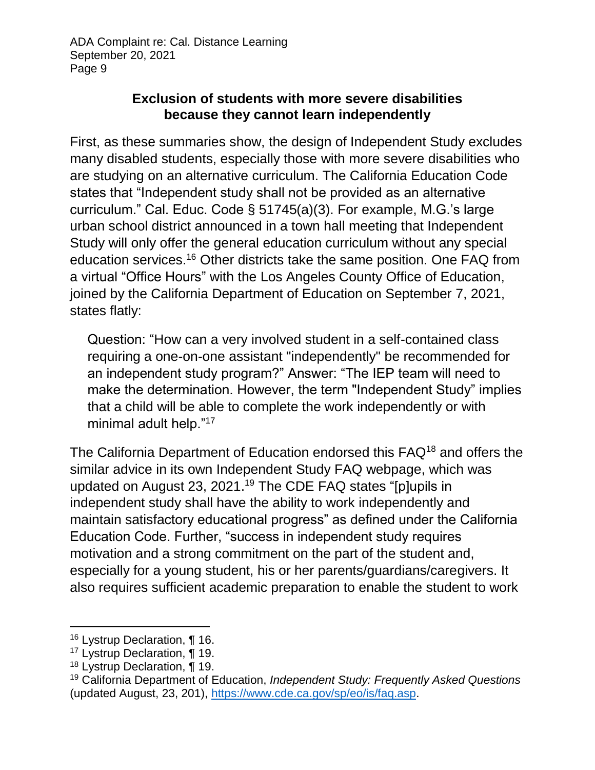## Exclusion of students with more severe disabilities because they cannot learn independently

First, as these summaries show, the design of Independent Study excludes many disabled students, especially those with more severe disabilities who are studying on an alternative curriculum. The California Education Code states that "Independent study shall not be provided as an alternative curriculum." Cal. Educ. Code § 51745(a)(3). For example, M.G.'s large urban school district announced in a town hall meeting that Independent Study will only offer the general education curriculum without any special education services.[16] Other districts take the same position. One FAQ from a virtual "Office Hours" with the Los Angeles County Office of Education, joined by the California Department of Education on September 7, 2021, states flatly:

> Question: "How can a very involved student in a self-contained class requiring a one-on-one assistant "independently" be recommended for an independent study program?" Answer: "The IEP team will need to make the determination. However, the term "Independent Study" implies that a child will be able to complete the work independently or with minimal adult help."[17]

The California Department of Education endorsed this FAQ[18] and offers the similar advice in its own Independent Study FAQ webpage, which was updated on August 23, 2021.[19] The CDE FAQ states "[p]upils in independent study shall have the ability to work independently and maintain satisfactory educational progress" as defined under the California Education Code. Further, "success in independent study requires motivation and a strong commitment on the part of the student and, especially for a young student, his or her parents/guardians/caregivers. It also requires sufficient academic preparation to enable the student to work

---

[16] Lystrup Declaration, ¶ 16.

[17] Lystrup Declaration, ¶ 19.

[18] Lystrup Declaration, ¶ 19.

[19] California Department of Education, *Independent Study: Frequently Asked Questions* (updated August, 23, 201), https://www.cde.ca.gov/sp/eo/is/faq.asp.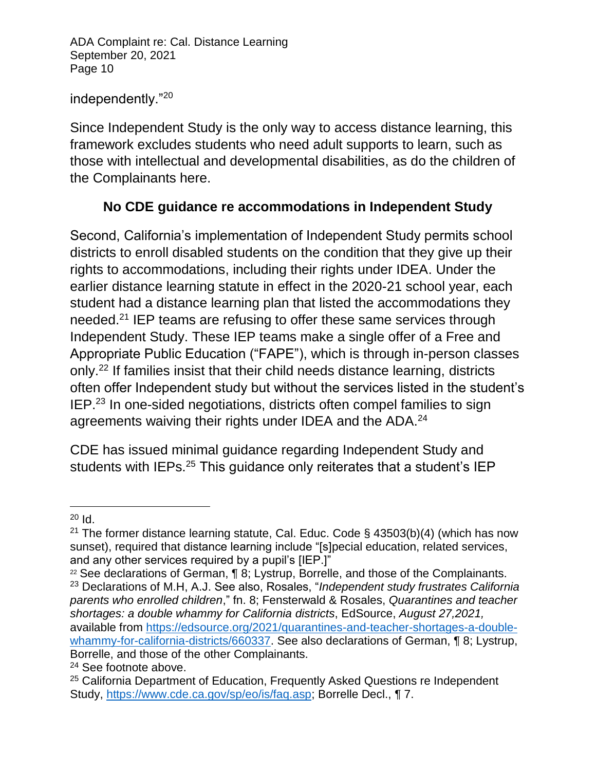independently."[20]

Since Independent Study is the only way to access distance learning, this framework excludes students who need adult supports to learn, such as those with intellectual and developmental disabilities, as do the children of the Complainants here.

**No CDE guidance re accommodations in Independent Study**

Second, California's implementation of Independent Study permits school districts to enroll disabled students on the condition that they give up their rights to accommodations, including their rights under IDEA. Under the earlier distance learning statute in effect in the 2020-21 school year, each student had a distance learning plan that listed the accommodations they needed.[21] IEP teams are refusing to offer these same services through Independent Study. These IEP teams make a single offer of a Free and Appropriate Public Education ("FAPE"), which is through in-person classes only.[22] If families insist that their child needs distance learning, districts often offer Independent study but without the services listed in the student's IEP.[23] In one-sided negotiations, districts often compel families to sign agreements waiving their rights under IDEA and the ADA.[24]

CDE has issued minimal guidance regarding Independent Study and students with IEPs.[25] This guidance only reiterates that a student's IEP

---

[20] Id.

[21] The former distance learning statute, Cal. Educ. Code § 43503(b)(4) (which has now sunset), required that distance learning include "[s]pecial education, related services, and any other services required by a pupil's [IEP.]"

[22] See declarations of German, ¶ 8; Lystrup, Borrelle, and those of the Complainants.

[23] Declarations of M.H, A.J. See also, Rosales, "*Independent study frustrates California parents who enrolled children*," fn. 8; Fensterwald & Rosales, *Quarantines and teacher shortages: a double whammy for California districts*, EdSource, *August 27,2021,* available from [https://edsource.org/2021/quarantines-and-teacher-shortages-a-double-whammy-for-california-districts/660337](https://edsource.org/2021/quarantines-and-teacher-shortages-a-double-whammy-for-california-districts/660337). See also declarations of German, ¶ 8; Lystrup, Borrelle, and those of the other Complainants.

[24] See footnote above.

[25] California Department of Education, Frequently Asked Questions re Independent Study, [https://www.cde.ca.gov/sp/eo/is/faq.asp](https://www.cde.ca.gov/sp/eo/is/faq.asp); Borrelle Decl., ¶ 7.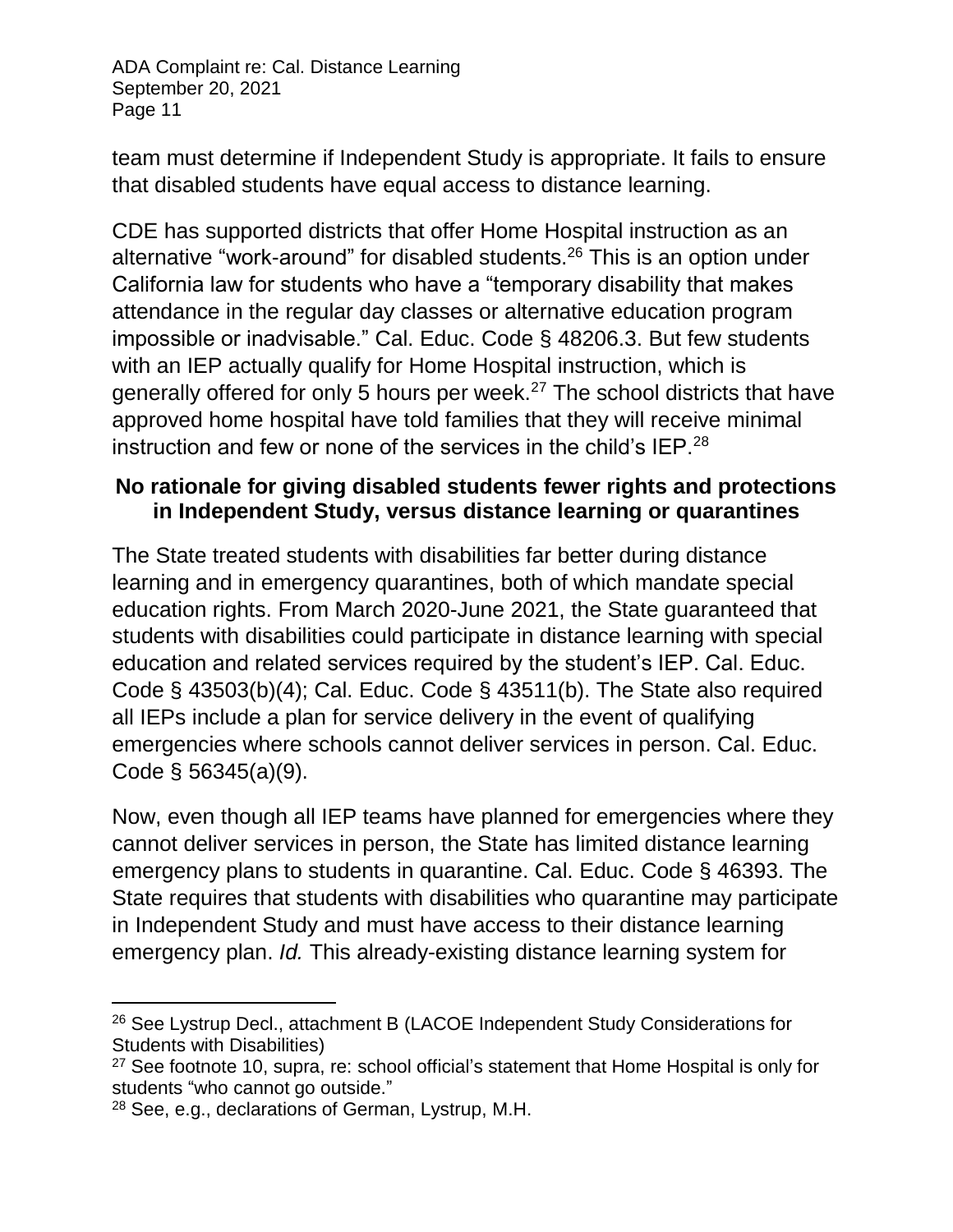team must determine if Independent Study is appropriate. It fails to ensure that disabled students have equal access to distance learning.

CDE has supported districts that offer Home Hospital instruction as an alternative "work-around" for disabled students.[26] This is an option under California law for students who have a "temporary disability that makes attendance in the regular day classes or alternative education program impossible or inadvisable." Cal. Educ. Code § 48206.3. But few students with an IEP actually qualify for Home Hospital instruction, which is generally offered for only 5 hours per week.[27] The school districts that have approved home hospital have told families that they will receive minimal instruction and few or none of the services in the child's IEP.[28]

**No rationale for giving disabled students fewer rights and protections in Independent Study, versus distance learning or quarantines**

The State treated students with disabilities far better during distance learning and in emergency quarantines, both of which mandate special education rights. From March 2020-June 2021, the State guaranteed that students with disabilities could participate in distance learning with special education and related services required by the student's IEP. Cal. Educ. Code § 43503(b)(4); Cal. Educ. Code § 43511(b). The State also required all IEPs include a plan for service delivery in the event of qualifying emergencies where schools cannot deliver services in person. Cal. Educ. Code § 56345(a)(9).

Now, even though all IEP teams have planned for emergencies where they cannot deliver services in person, the State has limited distance learning emergency plans to students in quarantine. Cal. Educ. Code § 46393. The State requires that students with disabilities who quarantine may participate in Independent Study and must have access to their distance learning emergency plan. *Id.* This already-existing distance learning system for

[26] See Lystrup Decl., attachment B (LACOE Independent Study Considerations for Students with Disabilities)

[27] See footnote 10, supra, re: school official's statement that Home Hospital is only for students "who cannot go outside."

[28] See, e.g., declarations of German, Lystrup, M.H.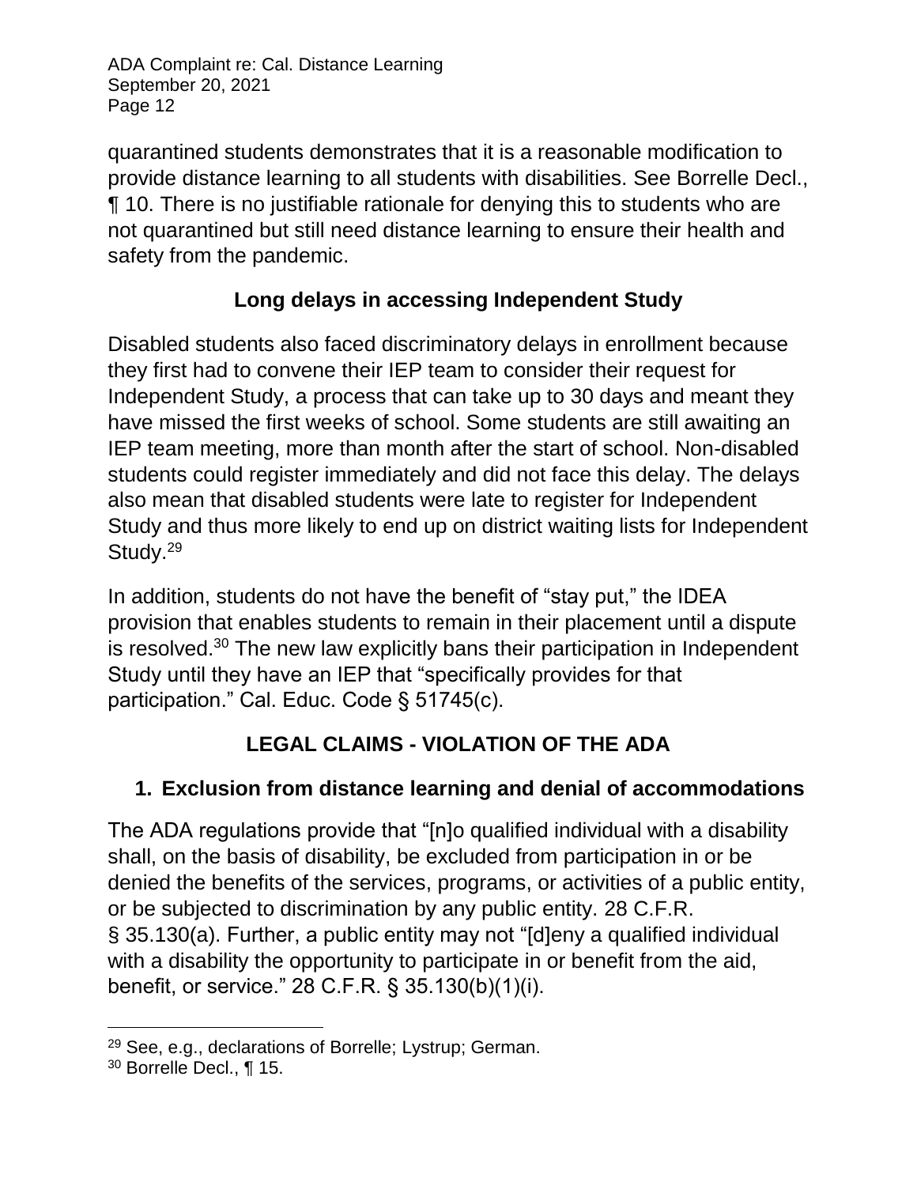quarantined students demonstrates that it is a reasonable modification to provide distance learning to all students with disabilities. See Borrelle Decl., ¶ 10. There is no justifiable rationale for denying this to students who are not quarantined but still need distance learning to ensure their health and safety from the pandemic.

### Long delays in accessing Independent Study

Disabled students also faced discriminatory delays in enrollment because they first had to convene their IEP team to consider their request for Independent Study, a process that can take up to 30 days and meant they have missed the first weeks of school. Some students are still awaiting an IEP team meeting, more than month after the start of school. Non-disabled students could register immediately and did not face this delay. The delays also mean that disabled students were late to register for Independent Study and thus more likely to end up on district waiting lists for Independent Study.[29]

In addition, students do not have the benefit of "stay put," the IDEA provision that enables students to remain in their placement until a dispute is resolved.[30] The new law explicitly bans their participation in Independent Study until they have an IEP that "specifically provides for that participation." Cal. Educ. Code § 51745(c).

## LEGAL CLAIMS - VIOLATION OF THE ADA

### 1. Exclusion from distance learning and denial of accommodations

The ADA regulations provide that "[n]o qualified individual with a disability shall, on the basis of disability, be excluded from participation in or be denied the benefits of the services, programs, or activities of a public entity, or be subjected to discrimination by any public entity. 28 C.F.R. § 35.130(a). Further, a public entity may not "[d]eny a qualified individual with a disability the opportunity to participate in or benefit from the aid, benefit, or service." 28 C.F.R. § 35.130(b)(1)(i).

---

[29] See, e.g., declarations of Borrelle; Lystrup; German.

[30] Borrelle Decl., ¶ 15.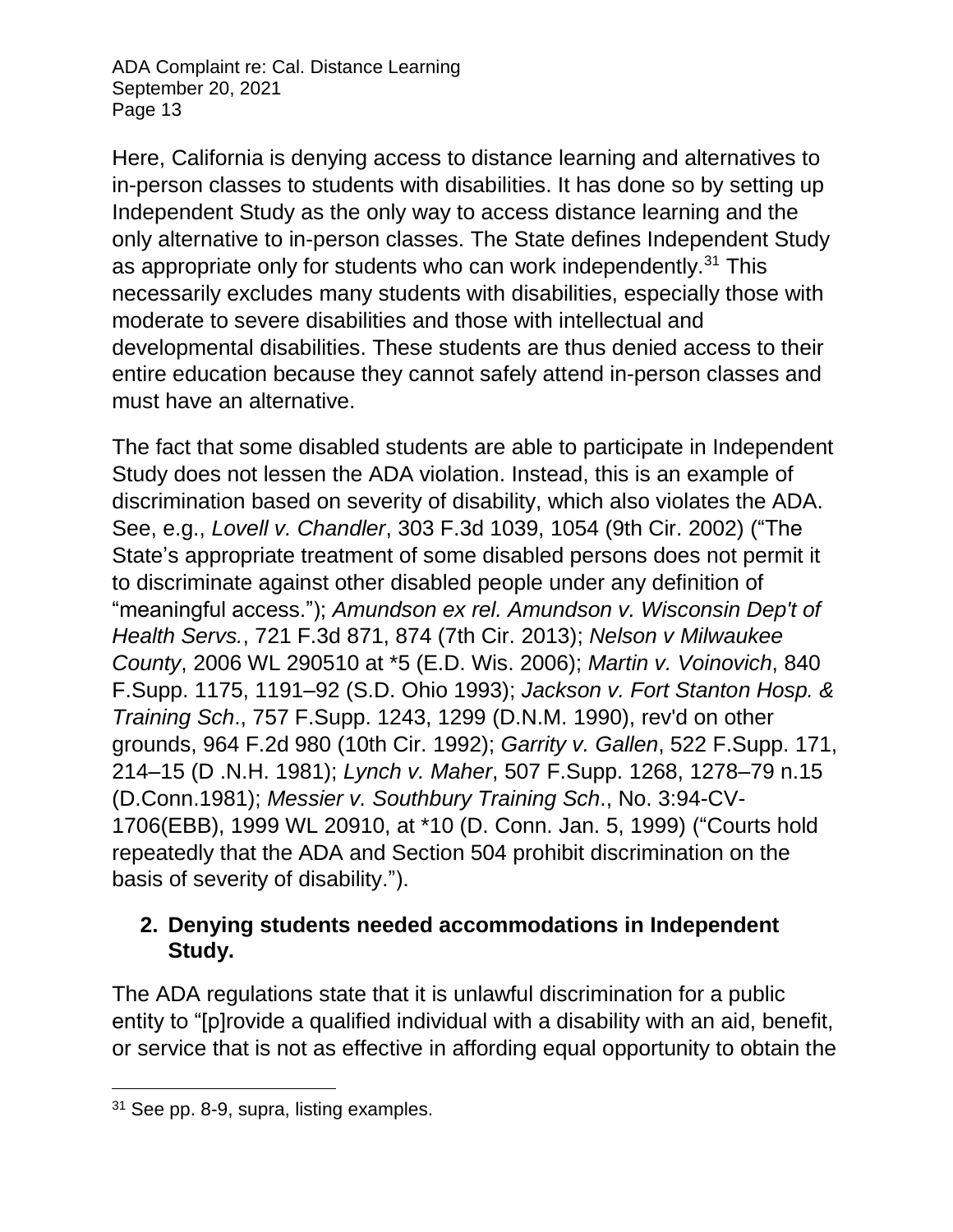Here, California is denying access to distance learning and alternatives to in-person classes to students with disabilities. It has done so by setting up Independent Study as the only way to access distance learning and the only alternative to in-person classes. The State defines Independent Study as appropriate only for students who can work independently.[31] This necessarily excludes many students with disabilities, especially those with moderate to severe disabilities and those with intellectual and developmental disabilities. These students are thus denied access to their entire education because they cannot safely attend in-person classes and must have an alternative.

The fact that some disabled students are able to participate in Independent Study does not lessen the ADA violation. Instead, this is an example of discrimination based on severity of disability, which also violates the ADA. See, e.g., *Lovell v. Chandler*, 303 F.3d 1039, 1054 (9th Cir. 2002) ("The State's appropriate treatment of some disabled persons does not permit it to discriminate against other disabled people under any definition of "meaningful access."); *Amundson ex rel. Amundson v. Wisconsin Dep't of Health Servs.*, 721 F.3d 871, 874 (7th Cir. 2013); *Nelson v Milwaukee County*, 2006 WL 290510 at *5 (E.D. Wis. 2006); *Martin v. Voinovich*, 840 F.Supp. 1175, 1191–92 (S.D. Ohio 1993); *Jackson v. Fort Stanton Hosp. & Training Sch*., 757 F.Supp. 1243, 1299 (D.N.M. 1990), rev'd on other grounds, 964 F.2d 980 (10th Cir. 1992); *Garrity v. Gallen*, 522 F.Supp. 171, 214–15 (D .N.H. 1981); *Lynch v. Maher*, 507 F.Supp. 1268, 1278–79 n.15 (D.Conn.1981); *Messier v. Southbury Training Sch*., No. 3:94-CV-1706(EBB), 1999 WL 20910, at *10 (D. Conn. Jan. 5, 1999) ("Courts hold repeatedly that the ADA and Section 504 prohibit discrimination on the basis of severity of disability.").

**2. Denying students needed accommodations in Independent Study.**

The ADA regulations state that it is unlawful discrimination for a public entity to "[p]rovide a qualified individual with a disability with an aid, benefit, or service that is not as effective in affording equal opportunity to obtain the

---

[31] See pp. 8-9, supra, listing examples.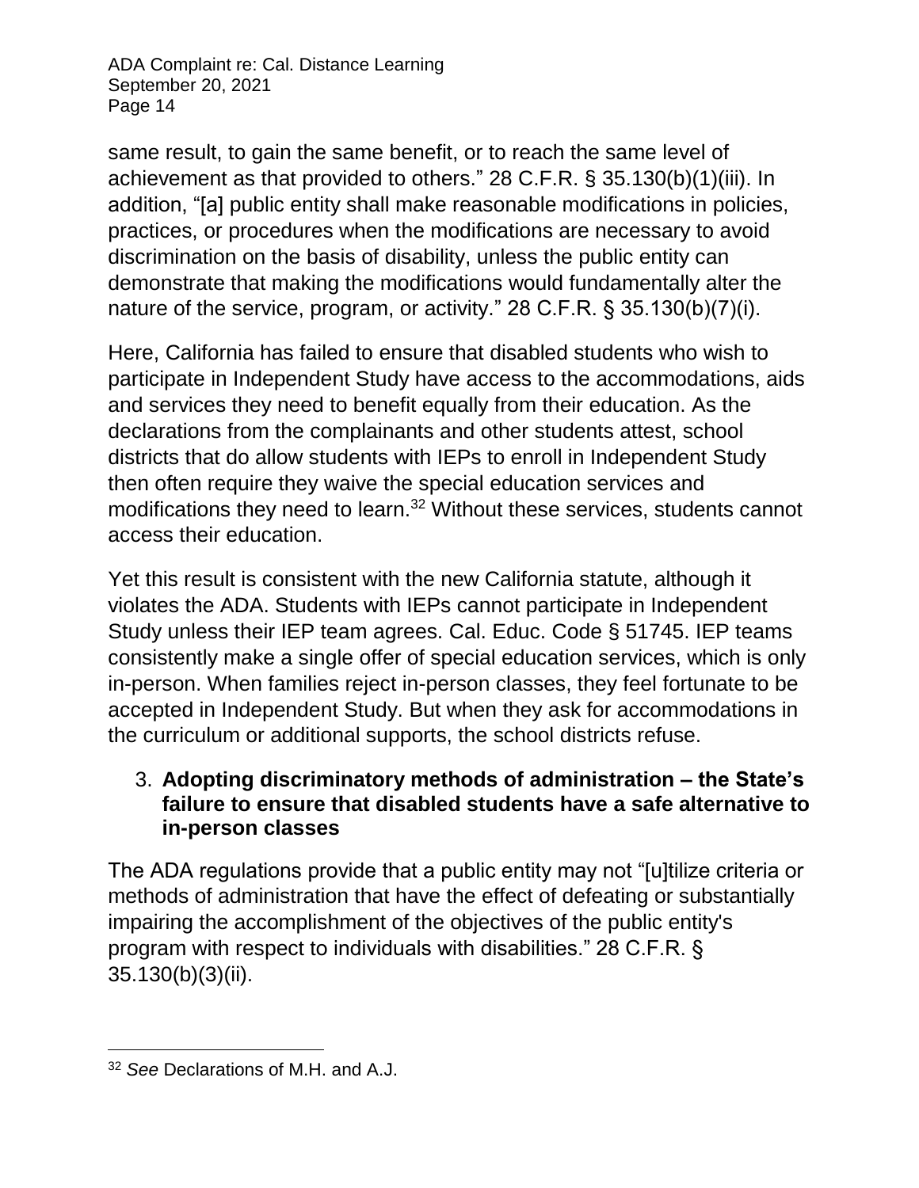same result, to gain the same benefit, or to reach the same level of achievement as that provided to others." 28 C.F.R. § 35.130(b)(1)(iii). In addition, "[a] public entity shall make reasonable modifications in policies, practices, or procedures when the modifications are necessary to avoid discrimination on the basis of disability, unless the public entity can demonstrate that making the modifications would fundamentally alter the nature of the service, program, or activity." 28 C.F.R. § 35.130(b)(7)(i).

Here, California has failed to ensure that disabled students who wish to participate in Independent Study have access to the accommodations, aids and services they need to benefit equally from their education. As the declarations from the complainants and other students attest, school districts that do allow students with IEPs to enroll in Independent Study then often require they waive the special education services and modifications they need to learn.[32] Without these services, students cannot access their education.

Yet this result is consistent with the new California statute, although it violates the ADA. Students with IEPs cannot participate in Independent Study unless their IEP team agrees. Cal. Educ. Code § 51745. IEP teams consistently make a single offer of special education services, which is only in-person. When families reject in-person classes, they feel fortunate to be accepted in Independent Study. But when they ask for accommodations in the curriculum or additional supports, the school districts refuse.

3. **Adopting discriminatory methods of administration – the State's failure to ensure that disabled students have a safe alternative to in-person classes**

The ADA regulations provide that a public entity may not "[u]tilize criteria or methods of administration that have the effect of defeating or substantially impairing the accomplishment of the objectives of the public entity's program with respect to individuals with disabilities." 28 C.F.R. § 35.130(b)(3)(ii).

---

[32] *See* Declarations of M.H. and A.J.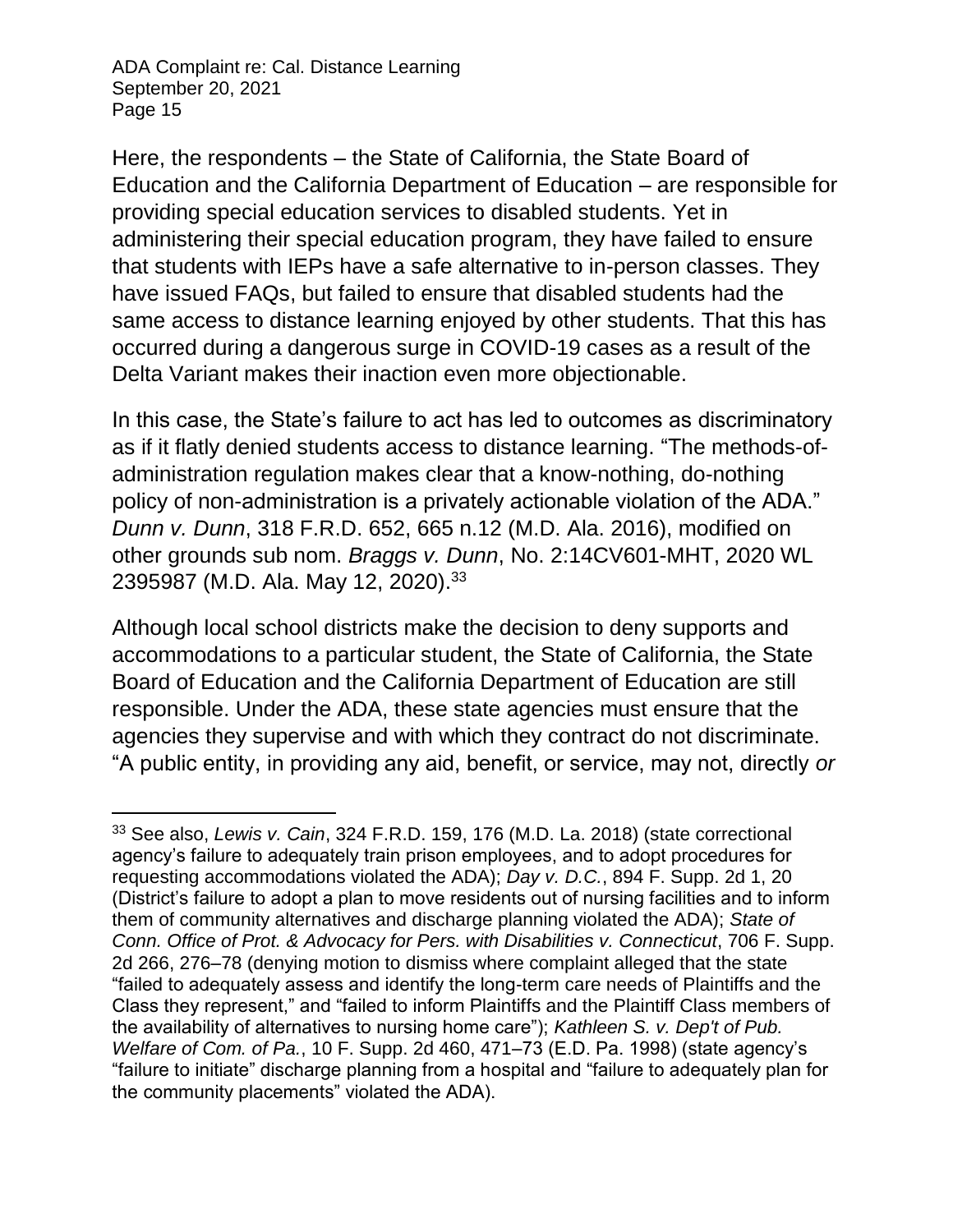Here, the respondents – the State of California, the State Board of Education and the California Department of Education – are responsible for providing special education services to disabled students. Yet in administering their special education program, they have failed to ensure that students with IEPs have a safe alternative to in-person classes. They have issued FAQs, but failed to ensure that disabled students had the same access to distance learning enjoyed by other students. That this has occurred during a dangerous surge in COVID-19 cases as a result of the Delta Variant makes their inaction even more objectionable.

In this case, the State's failure to act has led to outcomes as discriminatory as if it flatly denied students access to distance learning. "The methods-of-administration regulation makes clear that a know-nothing, do-nothing policy of non-administration is a privately actionable violation of the ADA." *Dunn v. Dunn*, 318 F.R.D. 652, 665 n.12 (M.D. Ala. 2016), modified on other grounds sub nom. *Braggs v. Dunn*, No. 2:14CV601-MHT, 2020 WL 2395987 (M.D. Ala. May 12, 2020).[33]

Although local school districts make the decision to deny supports and accommodations to a particular student, the State of California, the State Board of Education and the California Department of Education are still responsible. Under the ADA, these state agencies must ensure that the agencies they supervise and with which they contract do not discriminate. "A public entity, in providing any aid, benefit, or service, may not, directly *or*

---

[33] See also, *Lewis v. Cain*, 324 F.R.D. 159, 176 (M.D. La. 2018) (state correctional agency's failure to adequately train prison employees, and to adopt procedures for requesting accommodations violated the ADA); *Day v. D.C.*, 894 F. Supp. 2d 1, 20 (District's failure to adopt a plan to move residents out of nursing facilities and to inform them of community alternatives and discharge planning violated the ADA); *State of Conn. Office of Prot. & Advocacy for Pers. with Disabilities v. Connecticut*, 706 F. Supp. 2d 266, 276–78 (denying motion to dismiss where complaint alleged that the state "failed to adequately assess and identify the long-term care needs of Plaintiffs and the Class they represent," and "failed to inform Plaintiffs and the Plaintiff Class members of the availability of alternatives to nursing home care"); *Kathleen S. v. Dep't of Pub. Welfare of Com. of Pa.*, 10 F. Supp. 2d 460, 471–73 (E.D. Pa. 1998) (state agency's "failure to initiate" discharge planning from a hospital and "failure to adequately plan for the community placements" violated the ADA).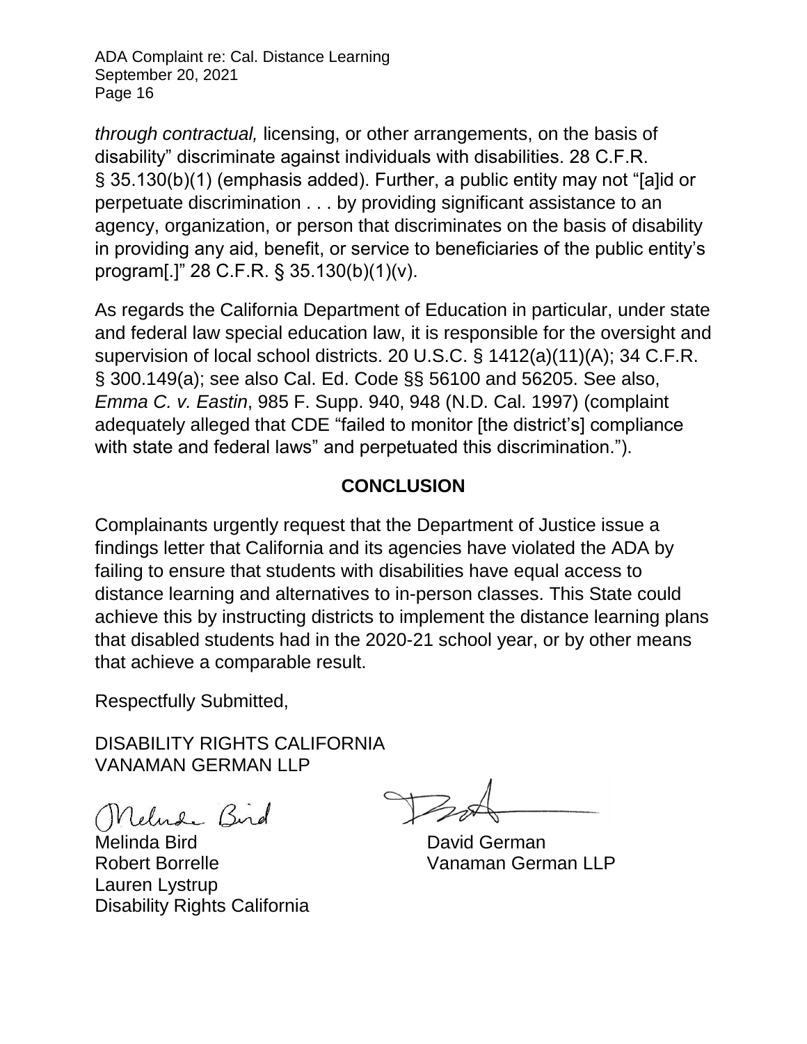*through contractual,* licensing, or other arrangements, on the basis of disability" discriminate against individuals with disabilities. 28 C.F.R. § 35.130(b)(1) (emphasis added). Further, a public entity may not "[a]id or perpetuate discrimination . . . by providing significant assistance to an agency, organization, or person that discriminates on the basis of disability in providing any aid, benefit, or service to beneficiaries of the public entity's program[.]" 28 C.F.R. § 35.130(b)(1)(v).

As regards the California Department of Education in particular, under state and federal law special education law, it is responsible for the oversight and supervision of local school districts. 20 U.S.C. § 1412(a)(11)(A); 34 C.F.R. § 300.149(a); see also Cal. Ed. Code §§ 56100 and 56205. See also, *Emma C. v. Eastin*, 985 F. Supp. 940, 948 (N.D. Cal. 1997) (complaint adequately alleged that CDE "failed to monitor [the district's] compliance with state and federal laws" and perpetuated this discrimination.").

## CONCLUSION

Complainants urgently request that the Department of Justice issue a findings letter that California and its agencies have violated the ADA by failing to ensure that students with disabilities have equal access to distance learning and alternatives to in-person classes. This State could achieve this by instructing districts to implement the distance learning plans that disabled students had in the 2020-21 school year, or by other means that achieve a comparable result.

Respectfully Submitted,

DISABILITY RIGHTS CALIFORNIA
VANAMAN GERMAN LLP

Melinda Bird
Robert Borrelle
Lauren Lystrup
Disability Rights California

David German
Vanaman German LLP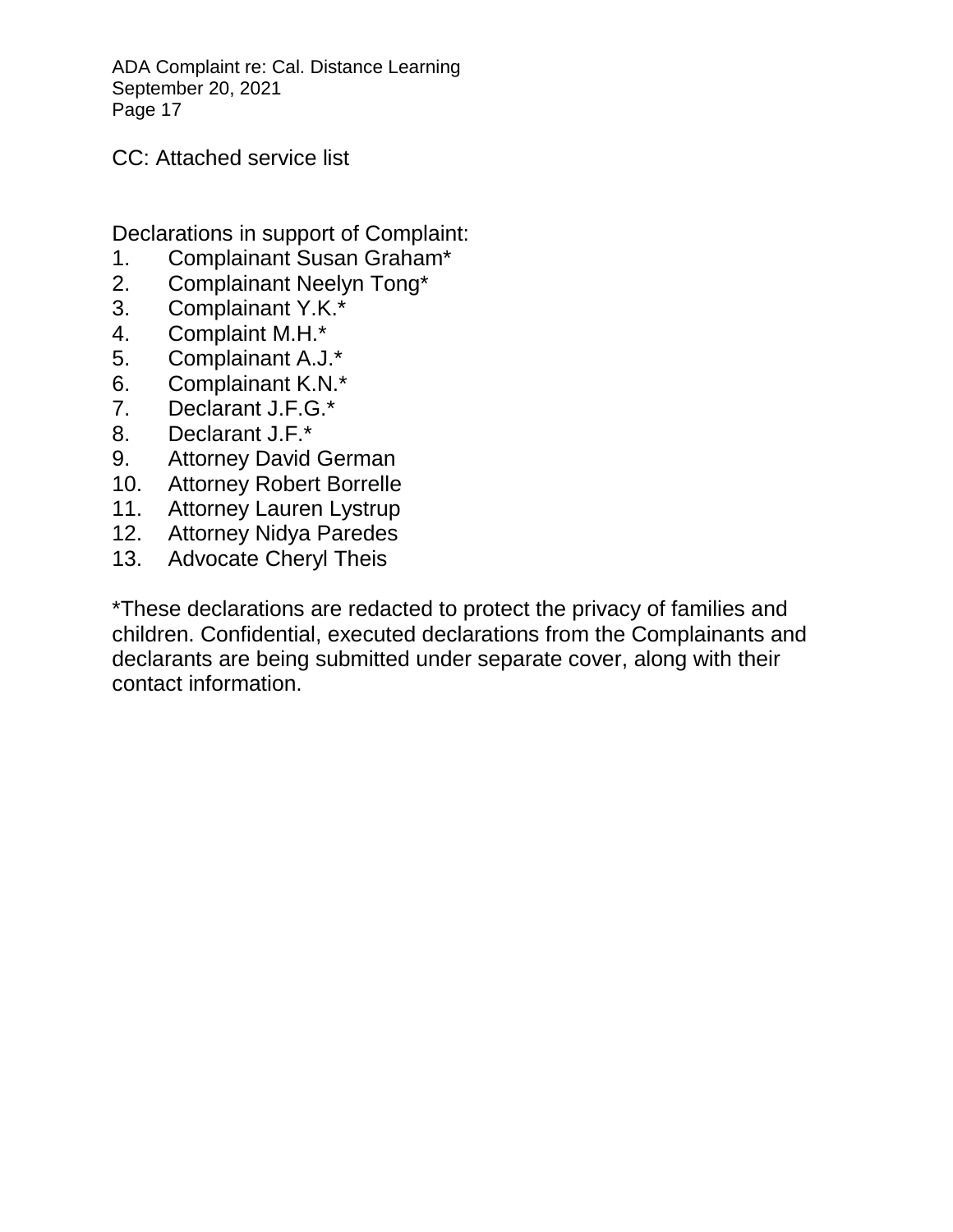CC: Attached service list

Declarations in support of Complaint:

1. Complainant Susan Graham*
2. Complainant Neelyn Tong*
3. Complainant Y.K.*
4. Complaint M.H.*
5. Complainant A.J.*
6. Complainant K.N.*
7. Declarant J.F.G.*
8. Declarant J.F.*
9. Attorney David German
10. Attorney Robert Borrelle
11. Attorney Lauren Lystrup
12. Attorney Nidya Paredes
13. Advocate Cheryl Theis

*These declarations are redacted to protect the privacy of families and children. Confidential, executed declarations from the Complainants and declarants are being submitted under separate cover, along with their contact information.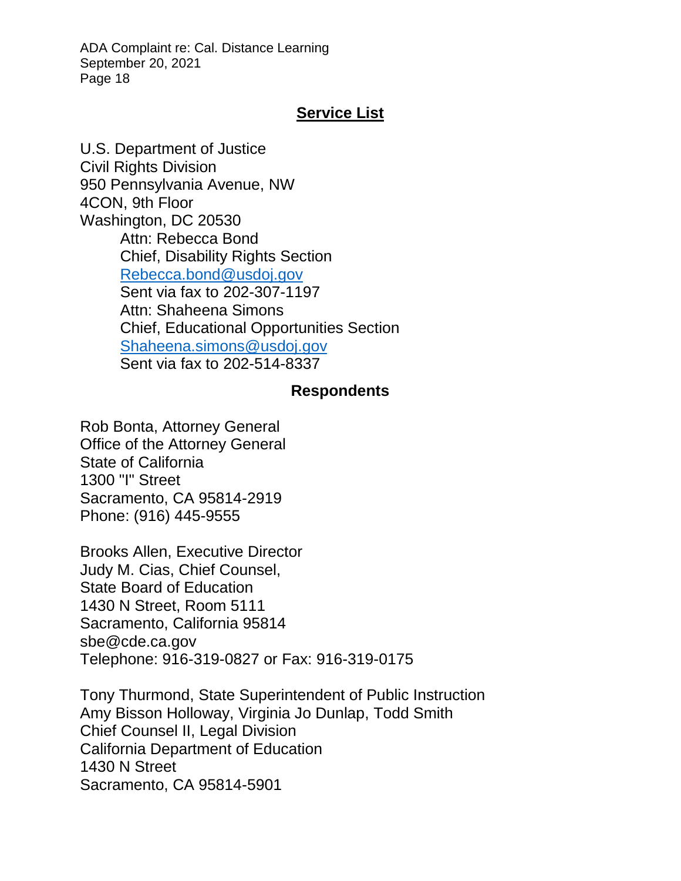## Service List

U.S. Department of Justice
Civil Rights Division
950 Pennsylvania Avenue, NW
4CON, 9th Floor
Washington, DC 20530

> Attn: Rebecca Bond
> Chief, Disability Rights Section
> Rebecca.bond@usdoj.gov
> Sent via fax to 202-307-1197
> Attn: Shaheena Simons
> Chief, Educational Opportunities Section
> Shaheena.simons@usdoj.gov
> Sent via fax to 202-514-8337

### Respondents

Rob Bonta, Attorney General
Office of the Attorney General
State of California
1300 "I" Street
Sacramento, CA 95814-2919
Phone: (916) 445-9555

Brooks Allen, Executive Director
Judy M. Cias, Chief Counsel,
State Board of Education
1430 N Street, Room 5111
Sacramento, California 95814
sbe@cde.ca.gov
Telephone: 916-319-0827 or Fax: 916-319-0175

Tony Thurmond, State Superintendent of Public Instruction
Amy Bisson Holloway, Virginia Jo Dunlap, Todd Smith
Chief Counsel II, Legal Division
California Department of Education
1430 N Street
Sacramento, CA 95814-5901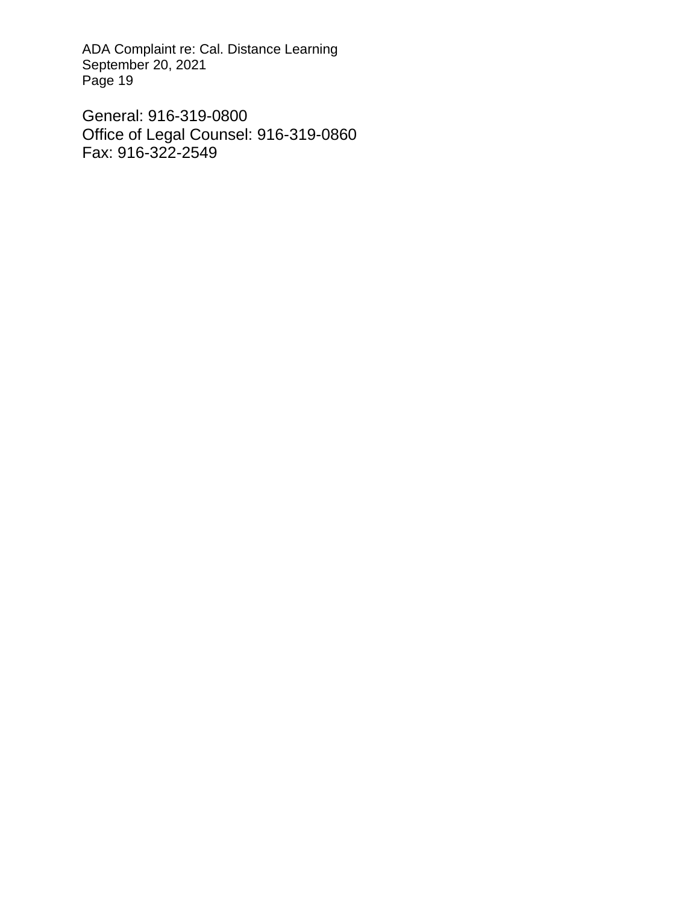General: 916-319-0800
Office of Legal Counsel: 916-319-0860
Fax: 916-322-2549